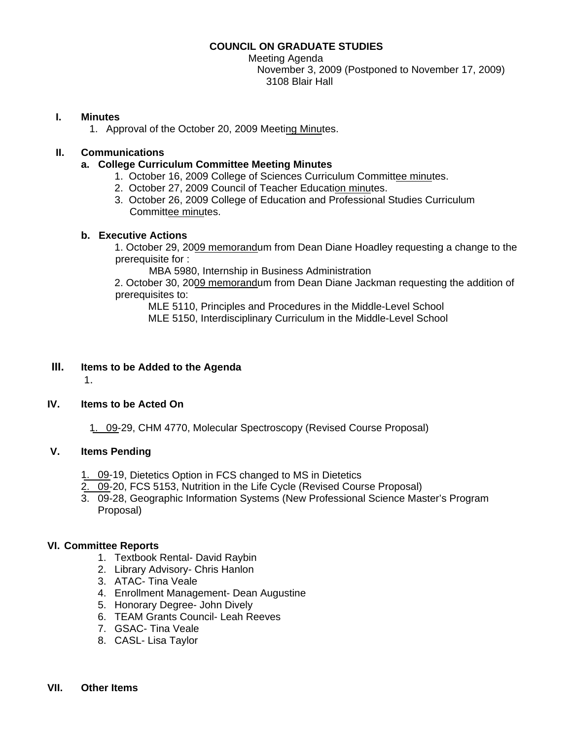**COUNCIL ON GRADUATE STUDIES**

Meeting Agenda
November 3, 2009 (Postponed to November 17, 2009)
3108 Blair Hall

## I. Minutes

1. Approval of the October 20, 2009 Meeting Minutes.

## II. Communications

### a. College Curriculum Committee Meeting Minutes

1. October 16, 2009 College of Sciences Curriculum Committee minutes.
2. October 27, 2009 Council of Teacher Education minutes.
3. October 26, 2009 College of Education and Professional Studies Curriculum Committee minutes.

### b. Executive Actions

1. October 29, 2009 memorandum from Dean Diane Hoadley requesting a change to the prerequisite for :
   MBA 5980, Internship in Business Administration
2. October 30, 2009 memorandum from Dean Diane Jackman requesting the addition of prerequisites to:
   MLE 5110, Principles and Procedures in the Middle-Level School
   MLE 5150, Interdisciplinary Curriculum in the Middle-Level School

## III. Items to be Added to the Agenda

1.

## IV. Items to be Acted On

1. 09-29, CHM 4770, Molecular Spectroscopy (Revised Course Proposal)

## V. Items Pending

1. 09-19, Dietetics Option in FCS changed to MS in Dietetics
2. 09-20, FCS 5153, Nutrition in the Life Cycle (Revised Course Proposal)
3. 09-28, Geographic Information Systems (New Professional Science Master's Program Proposal)

## VI. Committee Reports

1. Textbook Rental- David Raybin
2. Library Advisory- Chris Hanlon
3. ATAC- Tina Veale
4. Enrollment Management- Dean Augustine
5. Honorary Degree- John Dively
6. TEAM Grants Council- Leah Reeves
7. GSAC- Tina Veale
8. CASL- Lisa Taylor

## VII. Other Items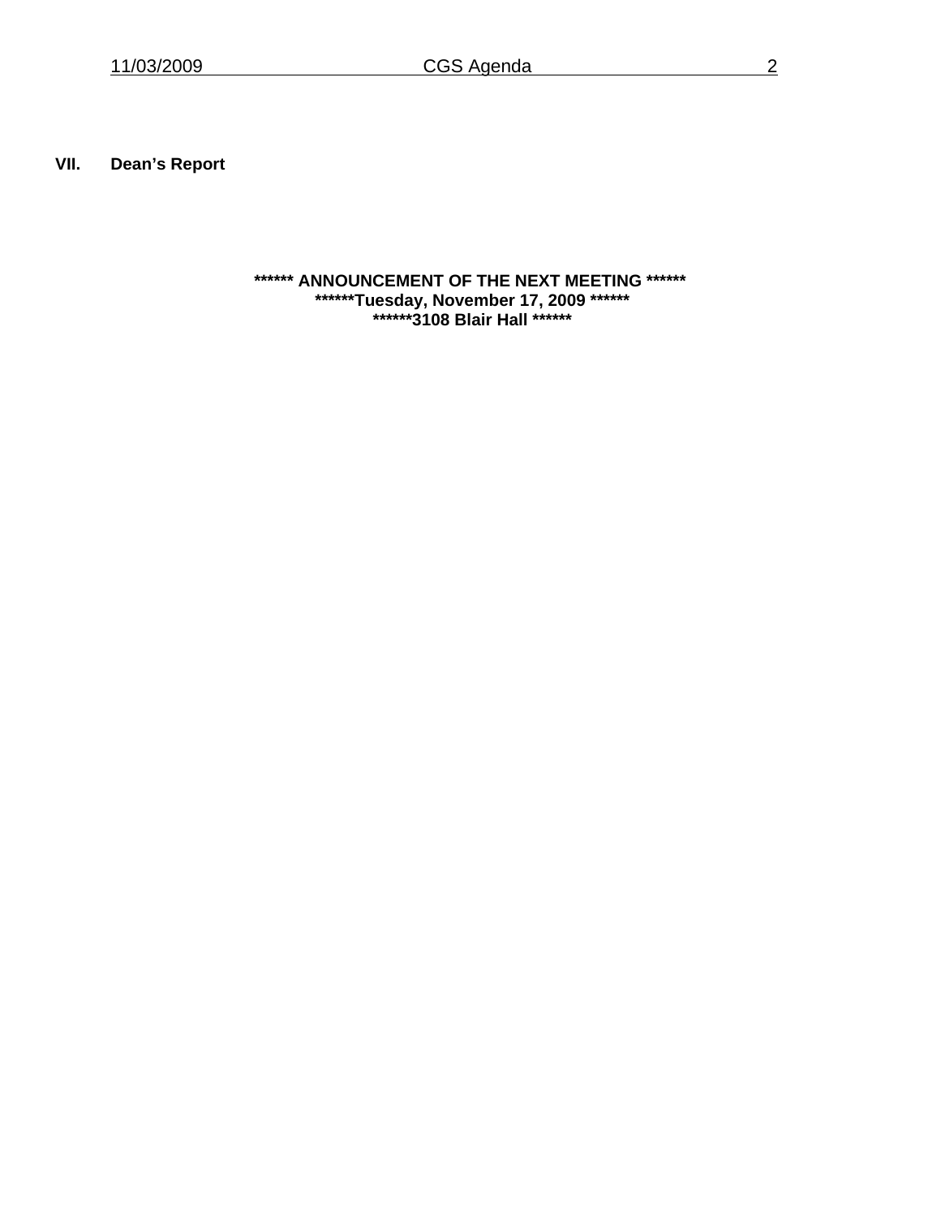**VII. Dean's Report**

**\*\*\*\*\*\* ANNOUNCEMENT OF THE NEXT MEETING \*\*\*\*\*\***
**\*\*\*\*\*\*Tuesday, November 17, 2009 \*\*\*\*\*\***
**\*\*\*\*\*\*3108 Blair Hall \*\*\*\*\*\***